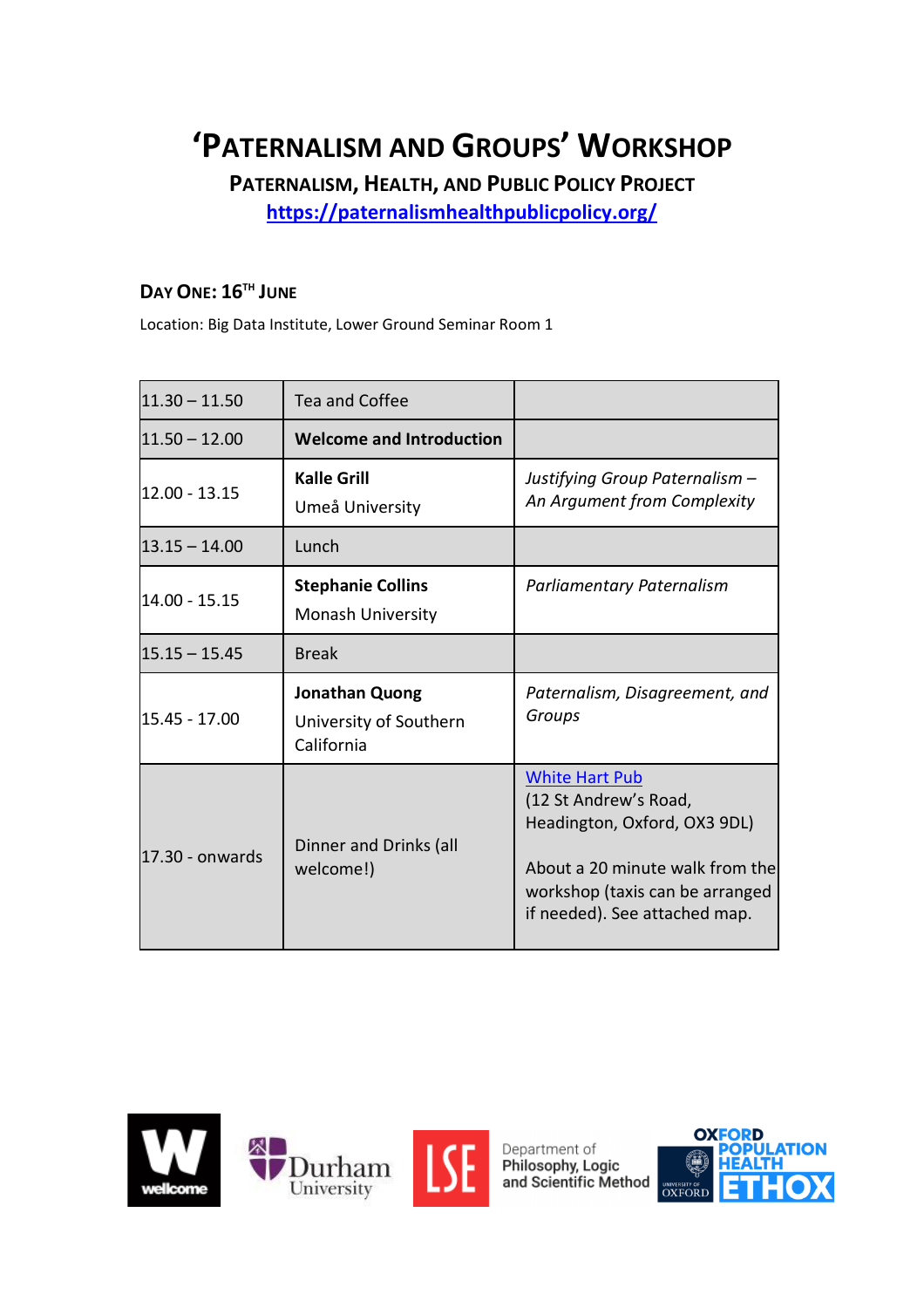# 'Paternalism and Groups' Workshop

## Paternalism, Health, and Public Policy Project

[https://paternalismhealthpublicpolicy.org/](https://paternalismhealthpublicpolicy.org/)

### Day One: 16th June

Location: Big Data Institute, Lower Ground Seminar Room 1

| | | |
|---|---|---|
| 11.30 – 11.50 | Tea and Coffee | |
| 11.50 – 12.00 | **Welcome and Introduction** | |
| 12.00 - 13.15 | **Kalle Grill**<br>Umeå University | *Justifying Group Paternalism – An Argument from Complexity* |
| 13.15 – 14.00 | Lunch | |
| 14.00 - 15.15 | **Stephanie Collins**<br>Monash University | *Parliamentary Paternalism* |
| 15.15 – 15.45 | Break | |
| 15.45 - 17.00 | **Jonathan Quong**<br>University of Southern California | *Paternalism, Disagreement, and Groups* |
| 17.30 - onwards | Dinner and Drinks (all welcome!) | White Hart Pub<br>(12 St Andrew's Road, Headington, Oxford, OX3 9DL)<br><br>About a 20 minute walk from the workshop (taxis can be arranged if needed). See attached map. |

wellcome | Durham University | LSE Department of Philosophy, Logic and Scientific Method | University of Oxford | Oxford Population Health | ETHOX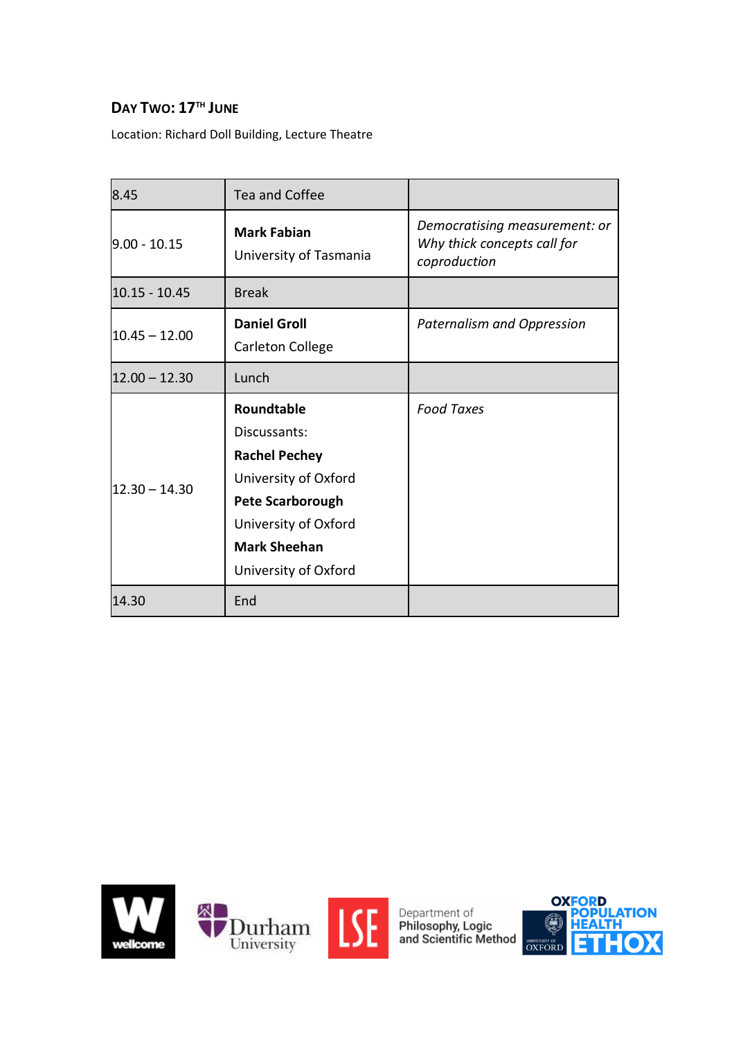## Day Two: 17th June

Location: Richard Doll Building, Lecture Theatre

| | | |
|---|---|---|
| 8.45 | Tea and Coffee | |
| 9.00 - 10.15 | **Mark Fabian**<br>University of Tasmania | *Democratising measurement: or Why thick concepts call for coproduction* |
| 10.15 - 10.45 | Break | |
| 10.45 – 12.00 | **Daniel Groll**<br>Carleton College | *Paternalism and Oppression* |
| 12.00 – 12.30 | Lunch | |
| 12.30 – 14.30 | **Roundtable**<br>Discussants:<br>**Rachel Pechey**<br>University of Oxford<br>**Pete Scarborough**<br>University of Oxford<br>**Mark Sheehan**<br>University of Oxford | *Food Taxes* |
| 14.30 | End | |

wellcome | Durham University | LSE Department of Philosophy, Logic and Scientific Method | University of Oxford | Oxford Population Health ETHOX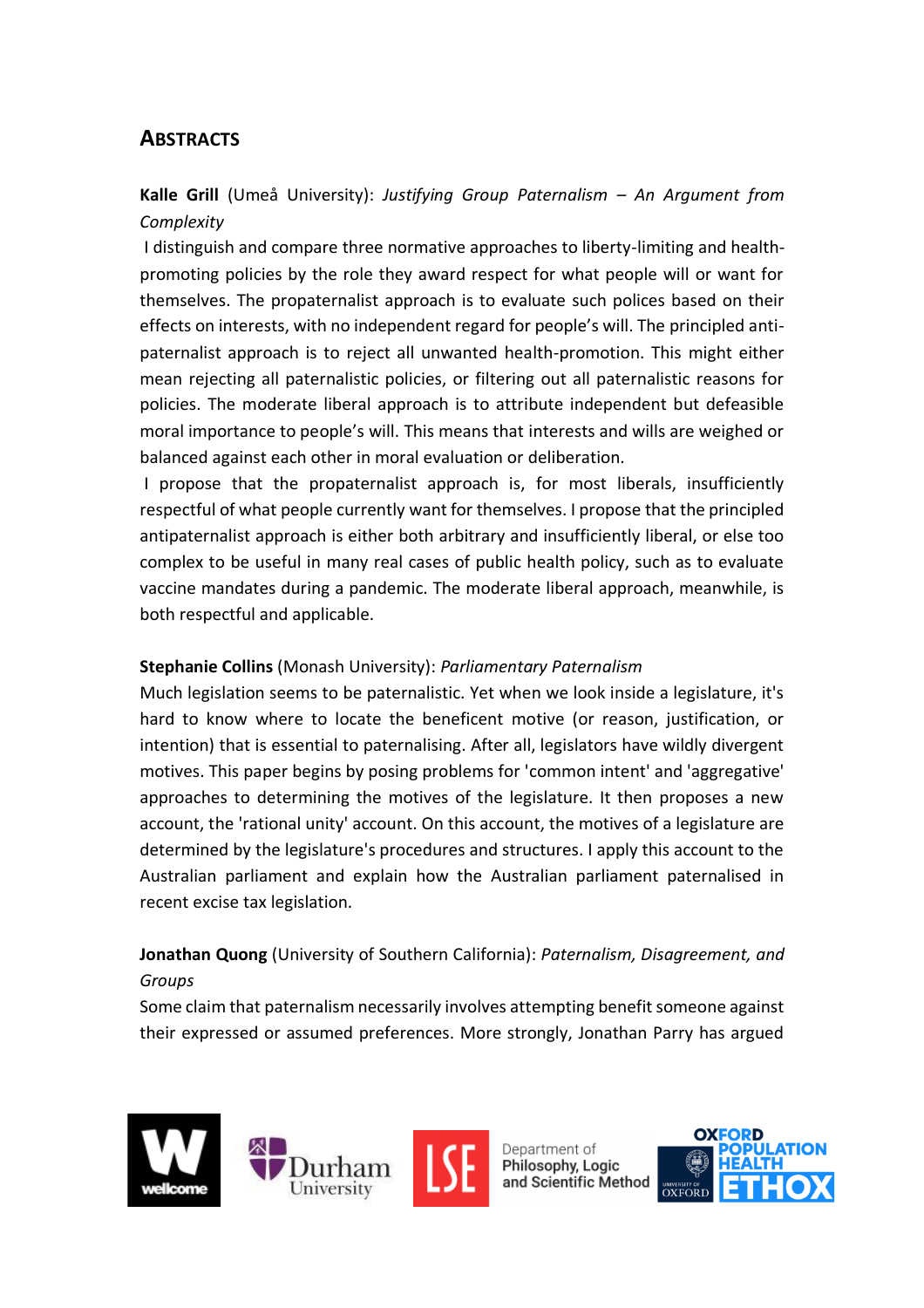## ABSTRACTS

**Kalle Grill** (Umeå University): *Justifying Group Paternalism – An Argument from Complexity*

I distinguish and compare three normative approaches to liberty-limiting and health-promoting policies by the role they award respect for what people will or want for themselves. The propaternalist approach is to evaluate such polices based on their effects on interests, with no independent regard for people's will. The principled anti-paternalist approach is to reject all unwanted health-promotion. This might either mean rejecting all paternalistic policies, or filtering out all paternalistic reasons for policies. The moderate liberal approach is to attribute independent but defeasible moral importance to people's will. This means that interests and wills are weighed or balanced against each other in moral evaluation or deliberation.

I propose that the propaternalist approach is, for most liberals, insufficiently respectful of what people currently want for themselves. I propose that the principled antipaternalist approach is either both arbitrary and insufficiently liberal, or else too complex to be useful in many real cases of public health policy, such as to evaluate vaccine mandates during a pandemic. The moderate liberal approach, meanwhile, is both respectful and applicable.

**Stephanie Collins** (Monash University): *Parliamentary Paternalism*

Much legislation seems to be paternalistic. Yet when we look inside a legislature, it's hard to know where to locate the beneficent motive (or reason, justification, or intention) that is essential to paternalising. After all, legislators have wildly divergent motives. This paper begins by posing problems for 'common intent' and 'aggregative' approaches to determining the motives of the legislature. It then proposes a new account, the 'rational unity' account. On this account, the motives of a legislature are determined by the legislature's procedures and structures. I apply this account to the Australian parliament and explain how the Australian parliament paternalised in recent excise tax legislation.

**Jonathan Quong** (University of Southern California): *Paternalism, Disagreement, and Groups*

Some claim that paternalism necessarily involves attempting benefit someone against their expressed or assumed preferences. More strongly, Jonathan Parry has argued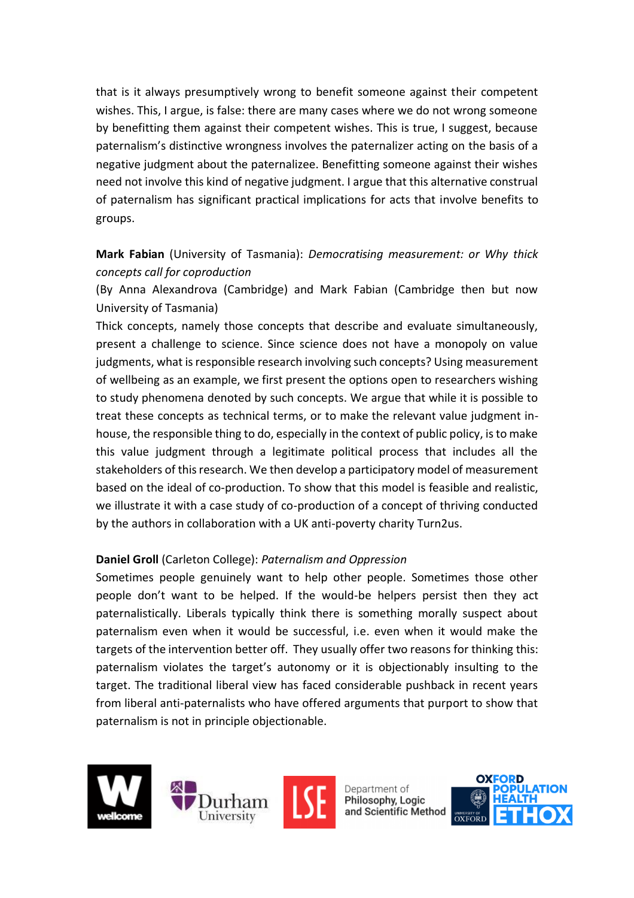that is it always presumptively wrong to benefit someone against their competent wishes. This, I argue, is false: there are many cases where we do not wrong someone by benefitting them against their competent wishes. This is true, I suggest, because paternalism's distinctive wrongness involves the paternalizer acting on the basis of a negative judgment about the paternalizee. Benefitting someone against their wishes need not involve this kind of negative judgment. I argue that this alternative construal of paternalism has significant practical implications for acts that involve benefits to groups.

**Mark Fabian** (University of Tasmania): *Democratising measurement: or Why thick concepts call for coproduction*

(By Anna Alexandrova (Cambridge) and Mark Fabian (Cambridge then but now University of Tasmania)

Thick concepts, namely those concepts that describe and evaluate simultaneously, present a challenge to science. Since science does not have a monopoly on value judgments, what is responsible research involving such concepts? Using measurement of wellbeing as an example, we first present the options open to researchers wishing to study phenomena denoted by such concepts. We argue that while it is possible to treat these concepts as technical terms, or to make the relevant value judgment in-house, the responsible thing to do, especially in the context of public policy, is to make this value judgment through a legitimate political process that includes all the stakeholders of this research. We then develop a participatory model of measurement based on the ideal of co-production. To show that this model is feasible and realistic, we illustrate it with a case study of co-production of a concept of thriving conducted by the authors in collaboration with a UK anti-poverty charity Turn2us.

**Daniel Groll** (Carleton College): *Paternalism and Oppression*

Sometimes people genuinely want to help other people. Sometimes those other people don't want to be helped. If the would-be helpers persist then they act paternalistically. Liberals typically think there is something morally suspect about paternalism even when it would be successful, i.e. even when it would make the targets of the intervention better off. They usually offer two reasons for thinking this: paternalism violates the target's autonomy or it is objectionably insulting to the target. The traditional liberal view has faced considerable pushback in recent years from liberal anti-paternalists who have offered arguments that purport to show that paternalism is not in principle objectionable.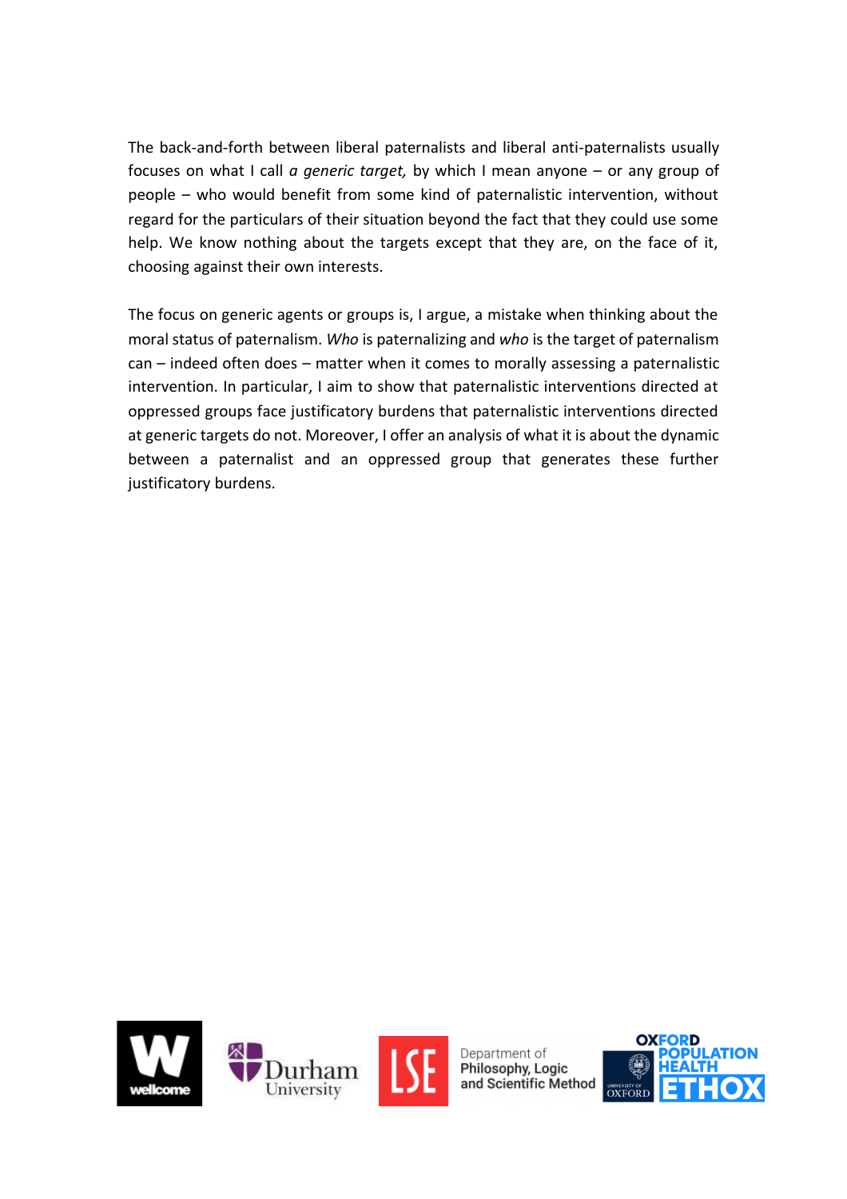The back-and-forth between liberal paternalists and liberal anti-paternalists usually focuses on what I call *a generic target,* by which I mean anyone – or any group of people – who would benefit from some kind of paternalistic intervention, without regard for the particulars of their situation beyond the fact that they could use some help. We know nothing about the targets except that they are, on the face of it, choosing against their own interests.

The focus on generic agents or groups is, I argue, a mistake when thinking about the moral status of paternalism. *Who* is paternalizing and *who* is the target of paternalism can – indeed often does – matter when it comes to morally assessing a paternalistic intervention. In particular, I aim to show that paternalistic interventions directed at oppressed groups face justificatory burdens that paternalistic interventions directed at generic targets do not. Moreover, I offer an analysis of what it is about the dynamic between a paternalist and an oppressed group that generates these further justificatory burdens.